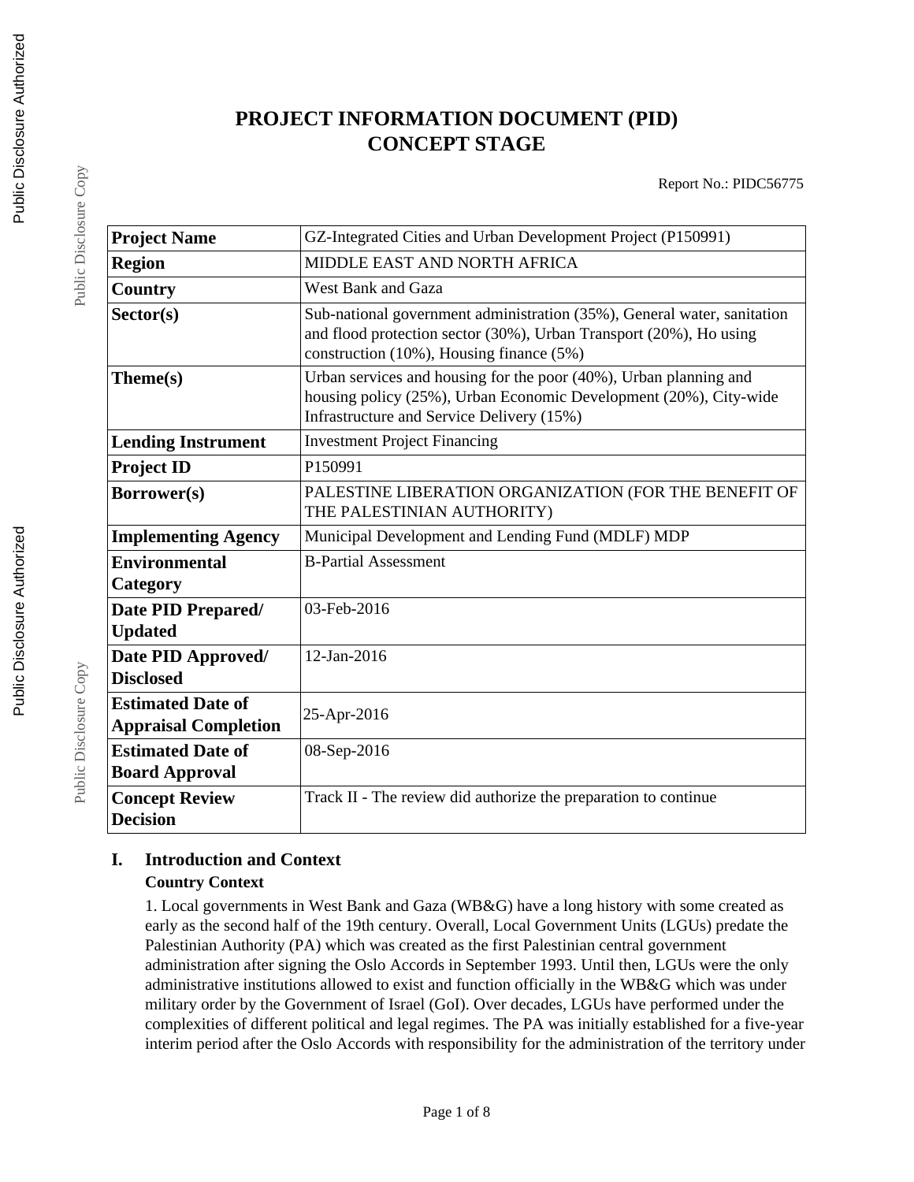# PROJECT INFORMATION DOCUMENT (PID) CONCEPT STAGE

Report No.: PIDC56775

| | |
|---|---|
| **Project Name** | GZ-Integrated Cities and Urban Development Project (P150991) |
| **Region** | MIDDLE EAST AND NORTH AFRICA |
| **Country** | West Bank and Gaza |
| **Sector(s)** | Sub-national government administration (35%), General water, sanitation and flood protection sector (30%), Urban Transport (20%), Ho using construction (10%), Housing finance (5%) |
| **Theme(s)** | Urban services and housing for the poor (40%), Urban planning and housing policy (25%), Urban Economic Development (20%), City-wide Infrastructure and Service Delivery (15%) |
| **Lending Instrument** | Investment Project Financing |
| **Project ID** | P150991 |
| **Borrower(s)** | PALESTINE LIBERATION ORGANIZATION (FOR THE BENEFIT OF THE PALESTINIAN AUTHORITY) |
| **Implementing Agency** | Municipal Development and Lending Fund (MDLF) MDP |
| **Environmental Category** | B-Partial Assessment |
| **Date PID Prepared/ Updated** | 03-Feb-2016 |
| **Date PID Approved/ Disclosed** | 12-Jan-2016 |
| **Estimated Date of Appraisal Completion** | 25-Apr-2016 |
| **Estimated Date of Board Approval** | 08-Sep-2016 |
| **Concept Review Decision** | Track II - The review did authorize the preparation to continue |

## I. Introduction and Context

### Country Context

1. Local governments in West Bank and Gaza (WB&G) have a long history with some created as early as the second half of the 19th century. Overall, Local Government Units (LGUs) predate the Palestinian Authority (PA) which was created as the first Palestinian central government administration after signing the Oslo Accords in September 1993. Until then, LGUs were the only administrative institutions allowed to exist and function officially in the WB&G which was under military order by the Government of Israel (GoI). Over decades, LGUs have performed under the complexities of different political and legal regimes. The PA was initially established for a five-year interim period after the Oslo Accords with responsibility for the administration of the territory under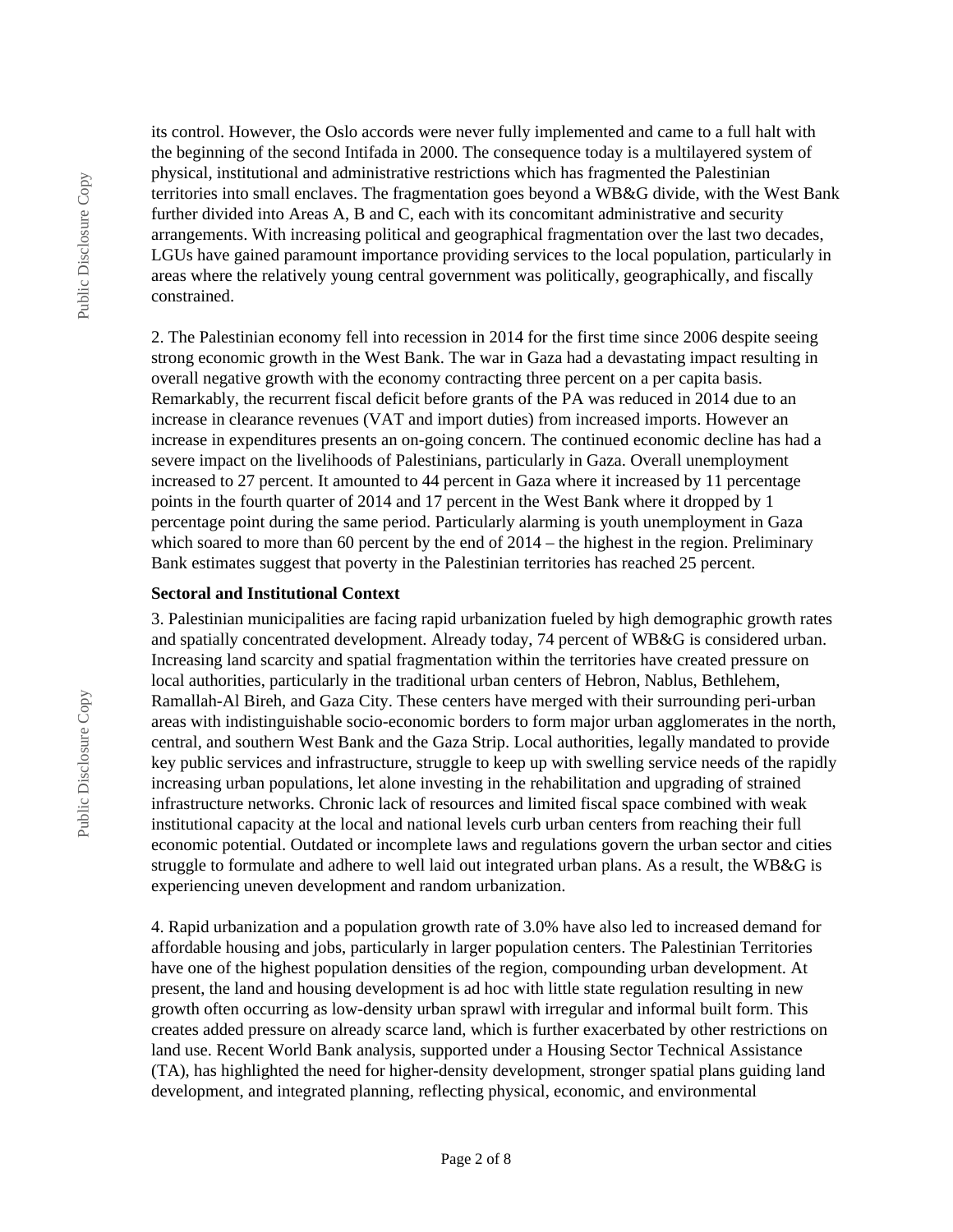its control. However, the Oslo accords were never fully implemented and came to a full halt with the beginning of the second Intifada in 2000. The consequence today is a multilayered system of physical, institutional and administrative restrictions which has fragmented the Palestinian territories into small enclaves. The fragmentation goes beyond a WB&G divide, with the West Bank further divided into Areas A, B and C, each with its concomitant administrative and security arrangements. With increasing political and geographical fragmentation over the last two decades, LGUs have gained paramount importance providing services to the local population, particularly in areas where the relatively young central government was politically, geographically, and fiscally constrained.

2. The Palestinian economy fell into recession in 2014 for the first time since 2006 despite seeing strong economic growth in the West Bank. The war in Gaza had a devastating impact resulting in overall negative growth with the economy contracting three percent on a per capita basis. Remarkably, the recurrent fiscal deficit before grants of the PA was reduced in 2014 due to an increase in clearance revenues (VAT and import duties) from increased imports. However an increase in expenditures presents an on-going concern. The continued economic decline has had a severe impact on the livelihoods of Palestinians, particularly in Gaza. Overall unemployment increased to 27 percent. It amounted to 44 percent in Gaza where it increased by 11 percentage points in the fourth quarter of 2014 and 17 percent in the West Bank where it dropped by 1 percentage point during the same period. Particularly alarming is youth unemployment in Gaza which soared to more than 60 percent by the end of 2014 – the highest in the region. Preliminary Bank estimates suggest that poverty in the Palestinian territories has reached 25 percent.

**Sectoral and Institutional Context**

3. Palestinian municipalities are facing rapid urbanization fueled by high demographic growth rates and spatially concentrated development. Already today, 74 percent of WB&G is considered urban. Increasing land scarcity and spatial fragmentation within the territories have created pressure on local authorities, particularly in the traditional urban centers of Hebron, Nablus, Bethlehem, Ramallah-Al Bireh, and Gaza City. These centers have merged with their surrounding peri-urban areas with indistinguishable socio-economic borders to form major urban agglomerates in the north, central, and southern West Bank and the Gaza Strip. Local authorities, legally mandated to provide key public services and infrastructure, struggle to keep up with swelling service needs of the rapidly increasing urban populations, let alone investing in the rehabilitation and upgrading of strained infrastructure networks. Chronic lack of resources and limited fiscal space combined with weak institutional capacity at the local and national levels curb urban centers from reaching their full economic potential. Outdated or incomplete laws and regulations govern the urban sector and cities struggle to formulate and adhere to well laid out integrated urban plans. As a result, the WB&G is experiencing uneven development and random urbanization.

4. Rapid urbanization and a population growth rate of 3.0% have also led to increased demand for affordable housing and jobs, particularly in larger population centers. The Palestinian Territories have one of the highest population densities of the region, compounding urban development. At present, the land and housing development is ad hoc with little state regulation resulting in new growth often occurring as low-density urban sprawl with irregular and informal built form. This creates added pressure on already scarce land, which is further exacerbated by other restrictions on land use. Recent World Bank analysis, supported under a Housing Sector Technical Assistance (TA), has highlighted the need for higher-density development, stronger spatial plans guiding land development, and integrated planning, reflecting physical, economic, and environmental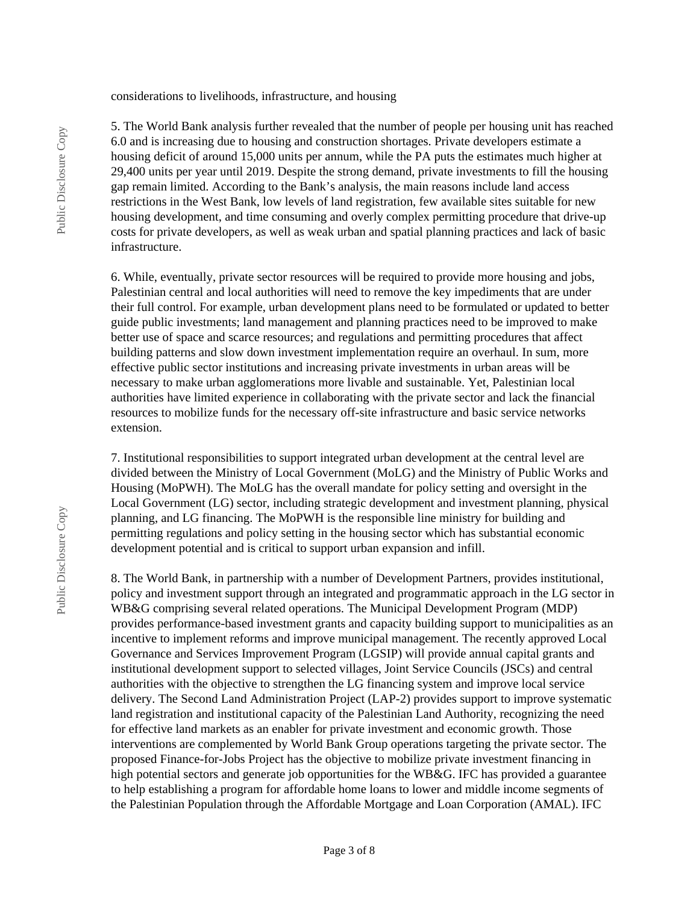considerations to livelihoods, infrastructure, and housing

5. The World Bank analysis further revealed that the number of people per housing unit has reached 6.0 and is increasing due to housing and construction shortages. Private developers estimate a housing deficit of around 15,000 units per annum, while the PA puts the estimates much higher at 29,400 units per year until 2019. Despite the strong demand, private investments to fill the housing gap remain limited. According to the Bank's analysis, the main reasons include land access restrictions in the West Bank, low levels of land registration, few available sites suitable for new housing development, and time consuming and overly complex permitting procedure that drive-up costs for private developers, as well as weak urban and spatial planning practices and lack of basic infrastructure.

6. While, eventually, private sector resources will be required to provide more housing and jobs, Palestinian central and local authorities will need to remove the key impediments that are under their full control. For example, urban development plans need to be formulated or updated to better guide public investments; land management and planning practices need to be improved to make better use of space and scarce resources; and regulations and permitting procedures that affect building patterns and slow down investment implementation require an overhaul. In sum, more effective public sector institutions and increasing private investments in urban areas will be necessary to make urban agglomerations more livable and sustainable. Yet, Palestinian local authorities have limited experience in collaborating with the private sector and lack the financial resources to mobilize funds for the necessary off-site infrastructure and basic service networks extension.

7. Institutional responsibilities to support integrated urban development at the central level are divided between the Ministry of Local Government (MoLG) and the Ministry of Public Works and Housing (MoPWH). The MoLG has the overall mandate for policy setting and oversight in the Local Government (LG) sector, including strategic development and investment planning, physical planning, and LG financing. The MoPWH is the responsible line ministry for building and permitting regulations and policy setting in the housing sector which has substantial economic development potential and is critical to support urban expansion and infill.

8. The World Bank, in partnership with a number of Development Partners, provides institutional, policy and investment support through an integrated and programmatic approach in the LG sector in WB&G comprising several related operations. The Municipal Development Program (MDP) provides performance-based investment grants and capacity building support to municipalities as an incentive to implement reforms and improve municipal management. The recently approved Local Governance and Services Improvement Program (LGSIP) will provide annual capital grants and institutional development support to selected villages, Joint Service Councils (JSCs) and central authorities with the objective to strengthen the LG financing system and improve local service delivery. The Second Land Administration Project (LAP-2) provides support to improve systematic land registration and institutional capacity of the Palestinian Land Authority, recognizing the need for effective land markets as an enabler for private investment and economic growth. Those interventions are complemented by World Bank Group operations targeting the private sector. The proposed Finance-for-Jobs Project has the objective to mobilize private investment financing in high potential sectors and generate job opportunities for the WB&G. IFC has provided a guarantee to help establishing a program for affordable home loans to lower and middle income segments of the Palestinian Population through the Affordable Mortgage and Loan Corporation (AMAL). IFC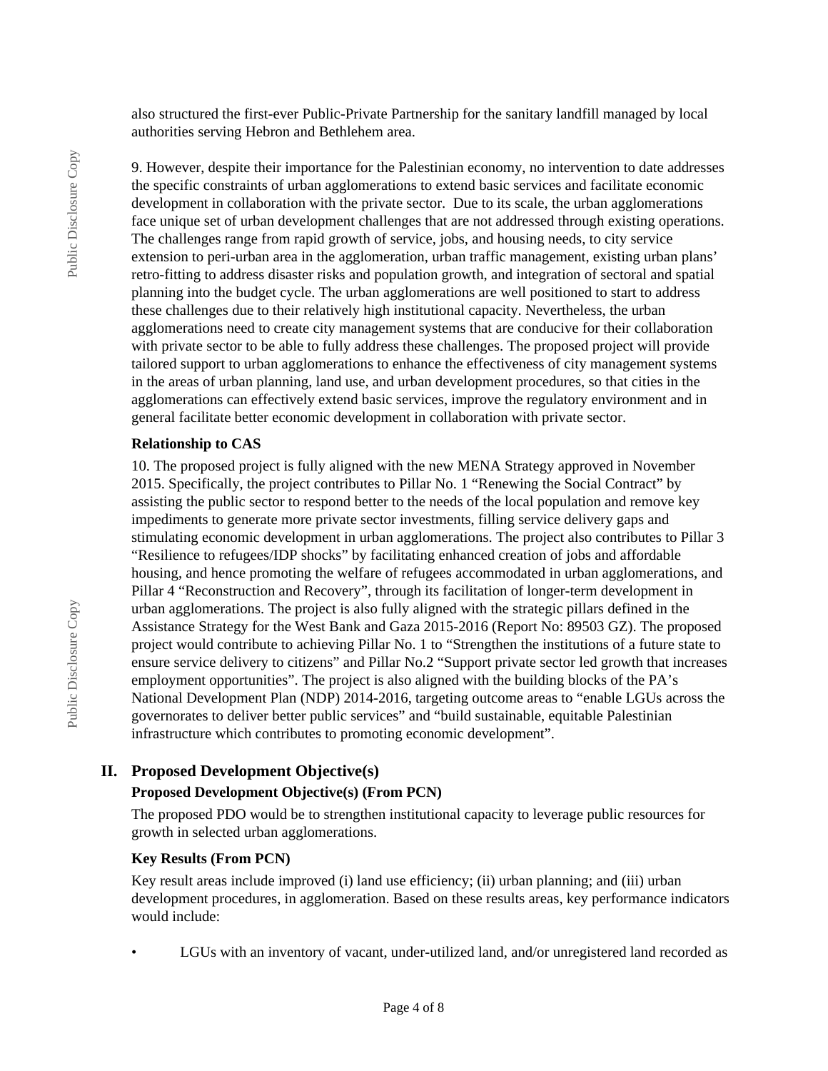also structured the first-ever Public-Private Partnership for the sanitary landfill managed by local authorities serving Hebron and Bethlehem area.

9. However, despite their importance for the Palestinian economy, no intervention to date addresses the specific constraints of urban agglomerations to extend basic services and facilitate economic development in collaboration with the private sector. Due to its scale, the urban agglomerations face unique set of urban development challenges that are not addressed through existing operations. The challenges range from rapid growth of service, jobs, and housing needs, to city service extension to peri-urban area in the agglomeration, urban traffic management, existing urban plans' retro-fitting to address disaster risks and population growth, and integration of sectoral and spatial planning into the budget cycle. The urban agglomerations are well positioned to start to address these challenges due to their relatively high institutional capacity. Nevertheless, the urban agglomerations need to create city management systems that are conducive for their collaboration with private sector to be able to fully address these challenges. The proposed project will provide tailored support to urban agglomerations to enhance the effectiveness of city management systems in the areas of urban planning, land use, and urban development procedures, so that cities in the agglomerations can effectively extend basic services, improve the regulatory environment and in general facilitate better economic development in collaboration with private sector.

**Relationship to CAS**

10. The proposed project is fully aligned with the new MENA Strategy approved in November 2015. Specifically, the project contributes to Pillar No. 1 "Renewing the Social Contract" by assisting the public sector to respond better to the needs of the local population and remove key impediments to generate more private sector investments, filling service delivery gaps and stimulating economic development in urban agglomerations. The project also contributes to Pillar 3 "Resilience to refugees/IDP shocks" by facilitating enhanced creation of jobs and affordable housing, and hence promoting the welfare of refugees accommodated in urban agglomerations, and Pillar 4 "Reconstruction and Recovery", through its facilitation of longer-term development in urban agglomerations. The project is also fully aligned with the strategic pillars defined in the Assistance Strategy for the West Bank and Gaza 2015-2016 (Report No: 89503 GZ). The proposed project would contribute to achieving Pillar No. 1 to "Strengthen the institutions of a future state to ensure service delivery to citizens" and Pillar No.2 "Support private sector led growth that increases employment opportunities". The project is also aligned with the building blocks of the PA's National Development Plan (NDP) 2014-2016, targeting outcome areas to "enable LGUs across the governorates to deliver better public services" and "build sustainable, equitable Palestinian infrastructure which contributes to promoting economic development".

## II. Proposed Development Objective(s)

**Proposed Development Objective(s) (From PCN)**

The proposed PDO would be to strengthen institutional capacity to leverage public resources for growth in selected urban agglomerations.

**Key Results (From PCN)**

Key result areas include improved (i) land use efficiency; (ii) urban planning; and (iii) urban development procedures, in agglomeration. Based on these results areas, key performance indicators would include:

- LGUs with an inventory of vacant, under-utilized land, and/or unregistered land recorded as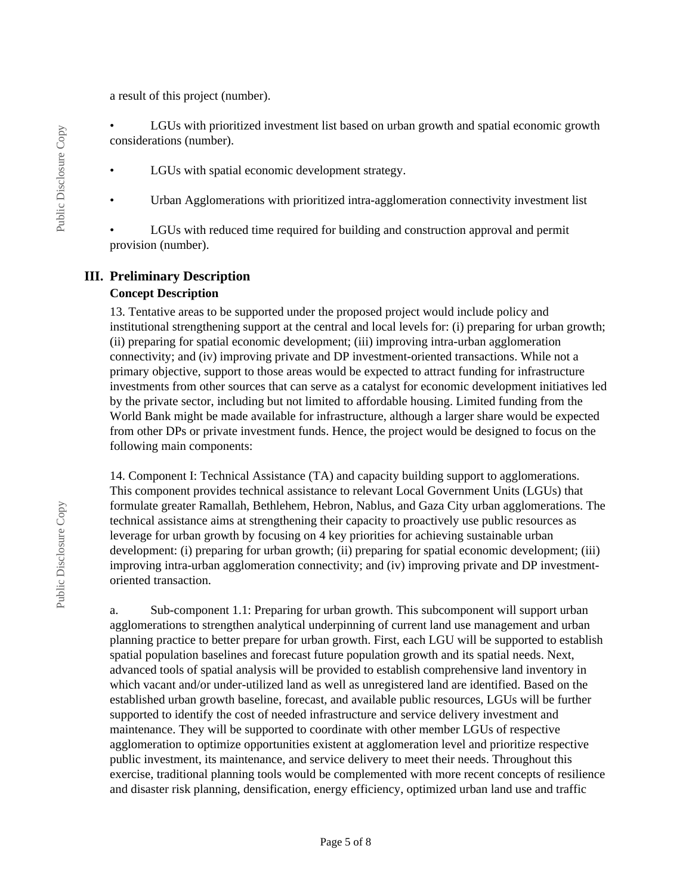a result of this project (number).

- LGUs with prioritized investment list based on urban growth and spatial economic growth considerations (number).

- LGUs with spatial economic development strategy.

- Urban Agglomerations with prioritized intra-agglomeration connectivity investment list

- LGUs with reduced time required for building and construction approval and permit provision (number).

## III. Preliminary Description

### Concept Description

13. Tentative areas to be supported under the proposed project would include policy and institutional strengthening support at the central and local levels for: (i) preparing for urban growth; (ii) preparing for spatial economic development; (iii) improving intra-urban agglomeration connectivity; and (iv) improving private and DP investment-oriented transactions. While not a primary objective, support to those areas would be expected to attract funding for infrastructure investments from other sources that can serve as a catalyst for economic development initiatives led by the private sector, including but not limited to affordable housing. Limited funding from the World Bank might be made available for infrastructure, although a larger share would be expected from other DPs or private investment funds. Hence, the project would be designed to focus on the following main components:

14. Component I: Technical Assistance (TA) and capacity building support to agglomerations. This component provides technical assistance to relevant Local Government Units (LGUs) that formulate greater Ramallah, Bethlehem, Hebron, Nablus, and Gaza City urban agglomerations. The technical assistance aims at strengthening their capacity to proactively use public resources as leverage for urban growth by focusing on 4 key priorities for achieving sustainable urban development: (i) preparing for urban growth; (ii) preparing for spatial economic development; (iii) improving intra-urban agglomeration connectivity; and (iv) improving private and DP investment-oriented transaction.

a. Sub-component 1.1: Preparing for urban growth. This subcomponent will support urban agglomerations to strengthen analytical underpinning of current land use management and urban planning practice to better prepare for urban growth. First, each LGU will be supported to establish spatial population baselines and forecast future population growth and its spatial needs. Next, advanced tools of spatial analysis will be provided to establish comprehensive land inventory in which vacant and/or under-utilized land as well as unregistered land are identified. Based on the established urban growth baseline, forecast, and available public resources, LGUs will be further supported to identify the cost of needed infrastructure and service delivery investment and maintenance. They will be supported to coordinate with other member LGUs of respective agglomeration to optimize opportunities existent at agglomeration level and prioritize respective public investment, its maintenance, and service delivery to meet their needs. Throughout this exercise, traditional planning tools would be complemented with more recent concepts of resilience and disaster risk planning, densification, energy efficiency, optimized urban land use and traffic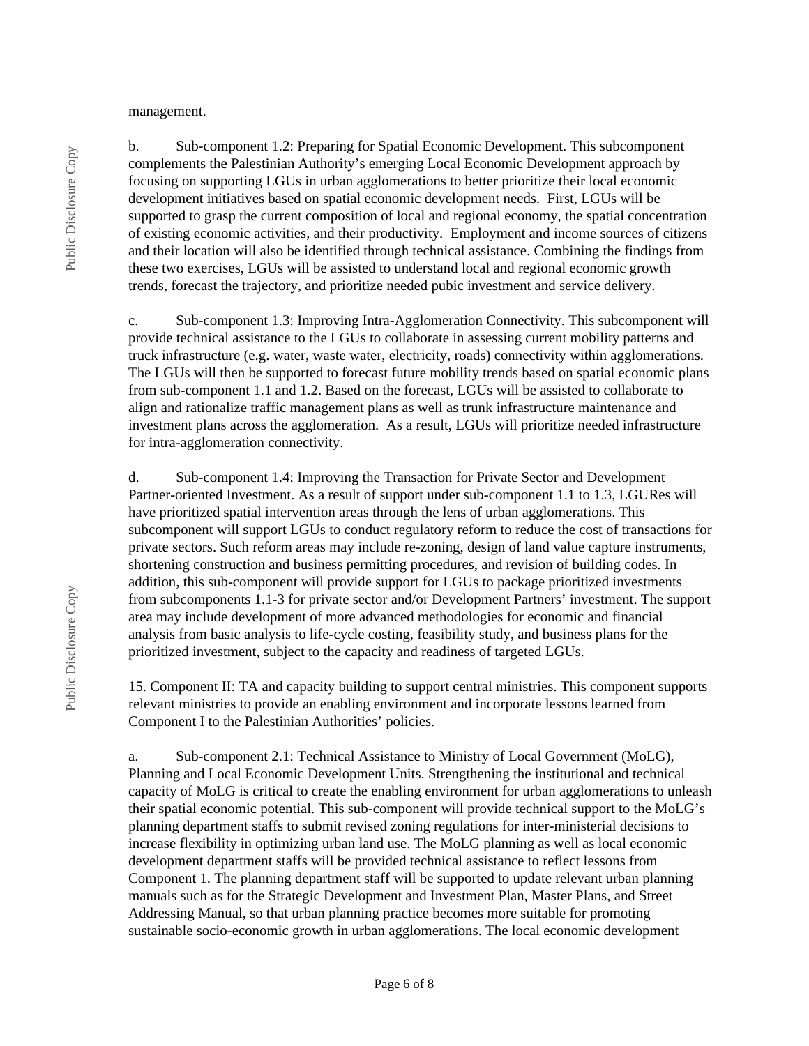management.

b. Sub-component 1.2: Preparing for Spatial Economic Development. This subcomponent complements the Palestinian Authority's emerging Local Economic Development approach by focusing on supporting LGUs in urban agglomerations to better prioritize their local economic development initiatives based on spatial economic development needs. First, LGUs will be supported to grasp the current composition of local and regional economy, the spatial concentration of existing economic activities, and their productivity. Employment and income sources of citizens and their location will also be identified through technical assistance. Combining the findings from these two exercises, LGUs will be assisted to understand local and regional economic growth trends, forecast the trajectory, and prioritize needed pubic investment and service delivery.

c. Sub-component 1.3: Improving Intra-Agglomeration Connectivity. This subcomponent will provide technical assistance to the LGUs to collaborate in assessing current mobility patterns and truck infrastructure (e.g. water, waste water, electricity, roads) connectivity within agglomerations. The LGUs will then be supported to forecast future mobility trends based on spatial economic plans from sub-component 1.1 and 1.2. Based on the forecast, LGUs will be assisted to collaborate to align and rationalize traffic management plans as well as trunk infrastructure maintenance and investment plans across the agglomeration. As a result, LGUs will prioritize needed infrastructure for intra-agglomeration connectivity.

d. Sub-component 1.4: Improving the Transaction for Private Sector and Development Partner-oriented Investment. As a result of support under sub-component 1.1 to 1.3, LGURes will have prioritized spatial intervention areas through the lens of urban agglomerations. This subcomponent will support LGUs to conduct regulatory reform to reduce the cost of transactions for private sectors. Such reform areas may include re-zoning, design of land value capture instruments, shortening construction and business permitting procedures, and revision of building codes. In addition, this sub-component will provide support for LGUs to package prioritized investments from subcomponents 1.1-3 for private sector and/or Development Partners' investment. The support area may include development of more advanced methodologies for economic and financial analysis from basic analysis to life-cycle costing, feasibility study, and business plans for the prioritized investment, subject to the capacity and readiness of targeted LGUs.

15. Component II: TA and capacity building to support central ministries. This component supports relevant ministries to provide an enabling environment and incorporate lessons learned from Component I to the Palestinian Authorities' policies.

a. Sub-component 2.1: Technical Assistance to Ministry of Local Government (MoLG), Planning and Local Economic Development Units. Strengthening the institutional and technical capacity of MoLG is critical to create the enabling environment for urban agglomerations to unleash their spatial economic potential. This sub-component will provide technical support to the MoLG's planning department staffs to submit revised zoning regulations for inter-ministerial decisions to increase flexibility in optimizing urban land use. The MoLG planning as well as local economic development department staffs will be provided technical assistance to reflect lessons from Component 1. The planning department staff will be supported to update relevant urban planning manuals such as for the Strategic Development and Investment Plan, Master Plans, and Street Addressing Manual, so that urban planning practice becomes more suitable for promoting sustainable socio-economic growth in urban agglomerations. The local economic development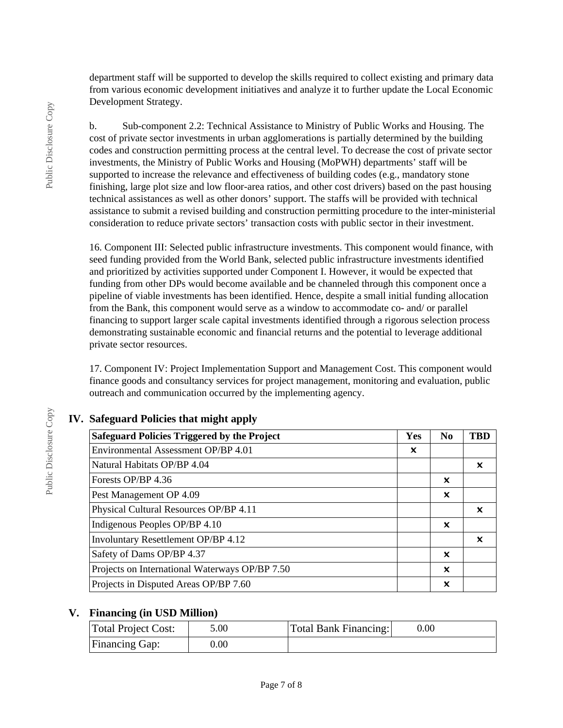department staff will be supported to develop the skills required to collect existing and primary data from various economic development initiatives and analyze it to further update the Local Economic Development Strategy.

b. Sub-component 2.2: Technical Assistance to Ministry of Public Works and Housing. The cost of private sector investments in urban agglomerations is partially determined by the building codes and construction permitting process at the central level. To decrease the cost of private sector investments, the Ministry of Public Works and Housing (MoPWH) departments' staff will be supported to increase the relevance and effectiveness of building codes (e.g., mandatory stone finishing, large plot size and low floor-area ratios, and other cost drivers) based on the past housing technical assistances as well as other donors' support. The staffs will be provided with technical assistance to submit a revised building and construction permitting procedure to the inter-ministerial consideration to reduce private sectors' transaction costs with public sector in their investment.

16. Component III: Selected public infrastructure investments. This component would finance, with seed funding provided from the World Bank, selected public infrastructure investments identified and prioritized by activities supported under Component I. However, it would be expected that funding from other DPs would become available and be channeled through this component once a pipeline of viable investments has been identified. Hence, despite a small initial funding allocation from the Bank, this component would serve as a window to accommodate co- and/ or parallel financing to support larger scale capital investments identified through a rigorous selection process demonstrating sustainable economic and financial returns and the potential to leverage additional private sector resources.

17. Component IV: Project Implementation Support and Management Cost. This component would finance goods and consultancy services for project management, monitoring and evaluation, public outreach and communication occurred by the implementing agency.

## IV. Safeguard Policies that might apply

| Safeguard Policies Triggered by the Project | Yes | No | TBD |
|---|---|---|---|
| Environmental Assessment OP/BP 4.01 | × | | |
| Natural Habitats OP/BP 4.04 | | | × |
| Forests OP/BP 4.36 | | × | |
| Pest Management OP 4.09 | | × | |
| Physical Cultural Resources OP/BP 4.11 | | | × |
| Indigenous Peoples OP/BP 4.10 | | × | |
| Involuntary Resettlement OP/BP 4.12 | | | × |
| Safety of Dams OP/BP 4.37 | | × | |
| Projects on International Waterways OP/BP 7.50 | | × | |
| Projects in Disputed Areas OP/BP 7.60 | | × | |

## V. Financing (in USD Million)

| Total Project Cost: | 5.00 | Total Bank Financing: | 0.00 |
|---|---|---|---|
| Financing Gap: | 0.00 | | |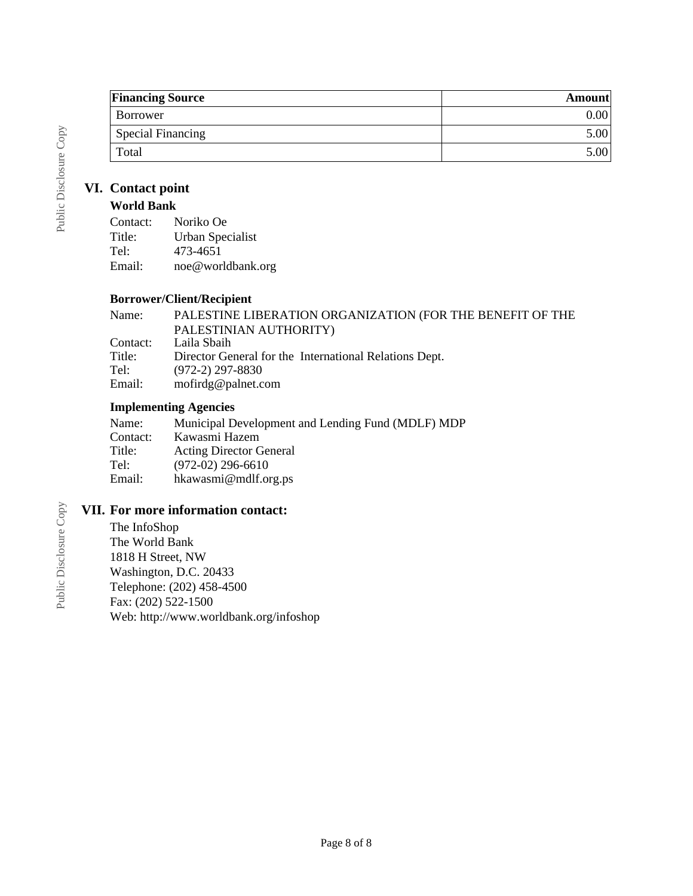| Financing Source | Amount |
|---|---|
| Borrower | 0.00 |
| Special Financing | 5.00 |
| Total | 5.00 |

## VI. Contact point

**World Bank**

Contact: Noriko Oe
Title: Urban Specialist
Tel: 473-4651
Email: noe@worldbank.org

**Borrower/Client/Recipient**

Name: PALESTINE LIBERATION ORGANIZATION (FOR THE BENEFIT OF THE PALESTINIAN AUTHORITY)
Contact: Laila Sbaih
Title: Director General for the International Relations Dept.
Tel: (972-2) 297-8830
Email: mofirdg@palnet.com

**Implementing Agencies**

Name: Municipal Development and Lending Fund (MDLF) MDP
Contact: Kawasmi Hazem
Title: Acting Director General
Tel: (972-02) 296-6610
Email: hkawasmi@mdlf.org.ps

## VII. For more information contact:

The InfoShop
The World Bank
1818 H Street, NW
Washington, D.C. 20433
Telephone: (202) 458-4500
Fax: (202) 522-1500
Web: http://www.worldbank.org/infoshop